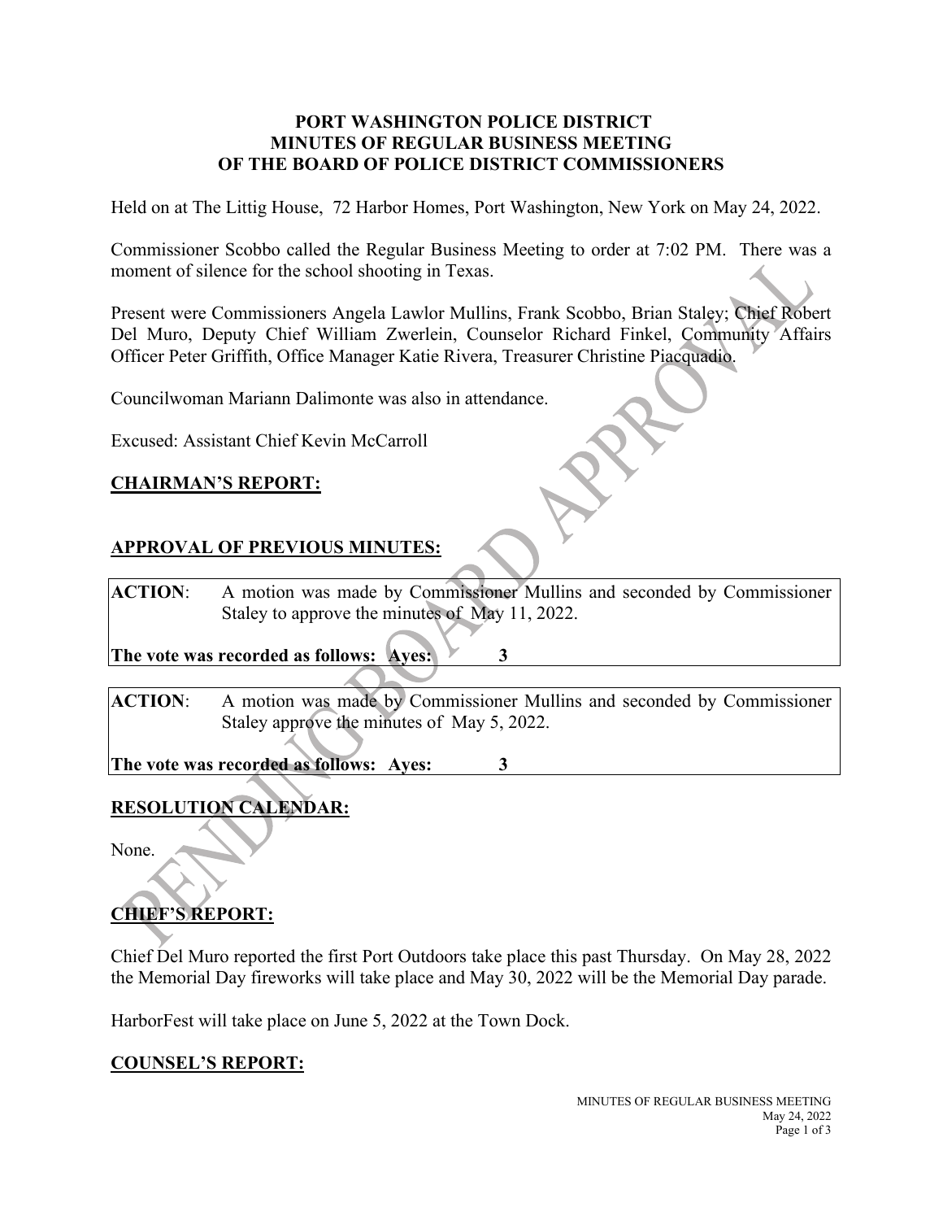**PORT WASHINGTON POLICE DISTRICT**
**MINUTES OF REGULAR BUSINESS MEETING**
**OF THE BOARD OF POLICE DISTRICT COMMISSIONERS**

Held on at The Littig House, 72 Harbor Homes, Port Washington, New York on May 24, 2022.

Commissioner Scobbo called the Regular Business Meeting to order at 7:02 PM. There was a moment of silence for the school shooting in Texas.

Present were Commissioners Angela Lawlor Mullins, Frank Scobbo, Brian Staley; Chief Robert Del Muro, Deputy Chief William Zwerlein, Counselor Richard Finkel, Community Affairs Officer Peter Griffith, Office Manager Katie Rivera, Treasurer Christine Piacquadio.

Councilwoman Mariann Dalimonte was also in attendance.

Excused: Assistant Chief Kevin McCarroll

## CHAIRMAN'S REPORT:

## APPROVAL OF PREVIOUS MINUTES:

**ACTION**: A motion was made by Commissioner Mullins and seconded by Commissioner Staley to approve the minutes of May 11, 2022.

**The vote was recorded as follows: Ayes: 3**

**ACTION**: A motion was made by Commissioner Mullins and seconded by Commissioner Staley approve the minutes of May 5, 2022.

**The vote was recorded as follows: Ayes: 3**

## RESOLUTION CALENDAR:

None.

## CHIEF'S REPORT:

Chief Del Muro reported the first Port Outdoors take place this past Thursday. On May 28, 2022 the Memorial Day fireworks will take place and May 30, 2022 will be the Memorial Day parade.

HarborFest will take place on June 5, 2022 at the Town Dock.

## COUNSEL'S REPORT: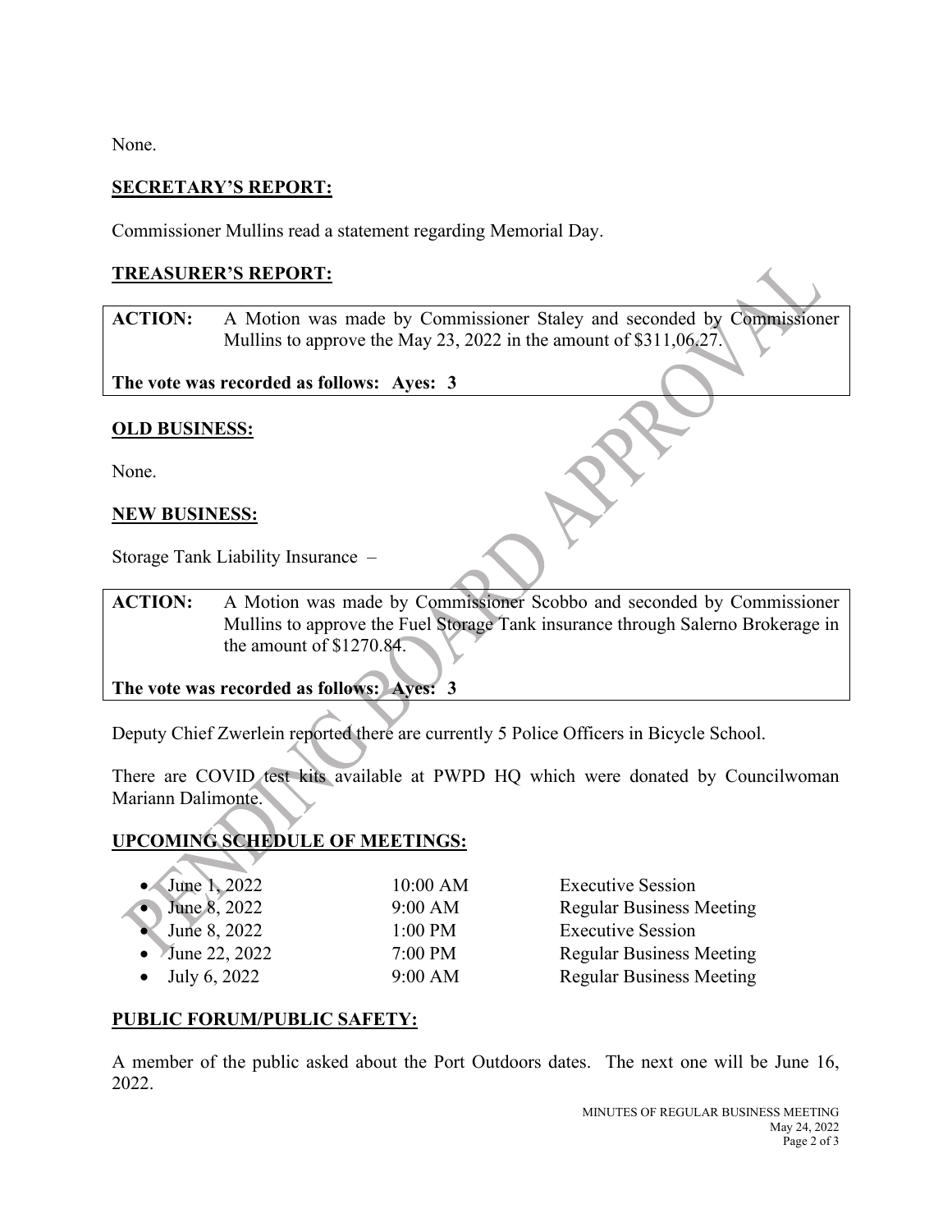None.

**SECRETARY'S REPORT:**

Commissioner Mullins read a statement regarding Memorial Day.

**TREASURER'S REPORT:**

**ACTION:** A Motion was made by Commissioner Staley and seconded by Commissioner Mullins to approve the May 23, 2022 in the amount of $311,06.27.

**The vote was recorded as follows: Ayes: 3**

**OLD BUSINESS:**

None.

**NEW BUSINESS:**

Storage Tank Liability Insurance –

**ACTION:** A Motion was made by Commissioner Scobbo and seconded by Commissioner Mullins to approve the Fuel Storage Tank insurance through Salerno Brokerage in the amount of $1270.84.

**The vote was recorded as follows: Ayes: 3**

Deputy Chief Zwerlein reported there are currently 5 Police Officers in Bicycle School.

There are COVID test kits available at PWPD HQ which were donated by Councilwoman Mariann Dalimonte.

**UPCOMING SCHEDULE OF MEETINGS:**

- June 1, 2022 — 10:00 AM — Executive Session
- June 8, 2022 — 9:00 AM — Regular Business Meeting
- June 8, 2022 — 1:00 PM — Executive Session
- June 22, 2022 — 7:00 PM — Regular Business Meeting
- July 6, 2022 — 9:00 AM — Regular Business Meeting

**PUBLIC FORUM/PUBLIC SAFETY:**

A member of the public asked about the Port Outdoors dates. The next one will be June 16, 2022.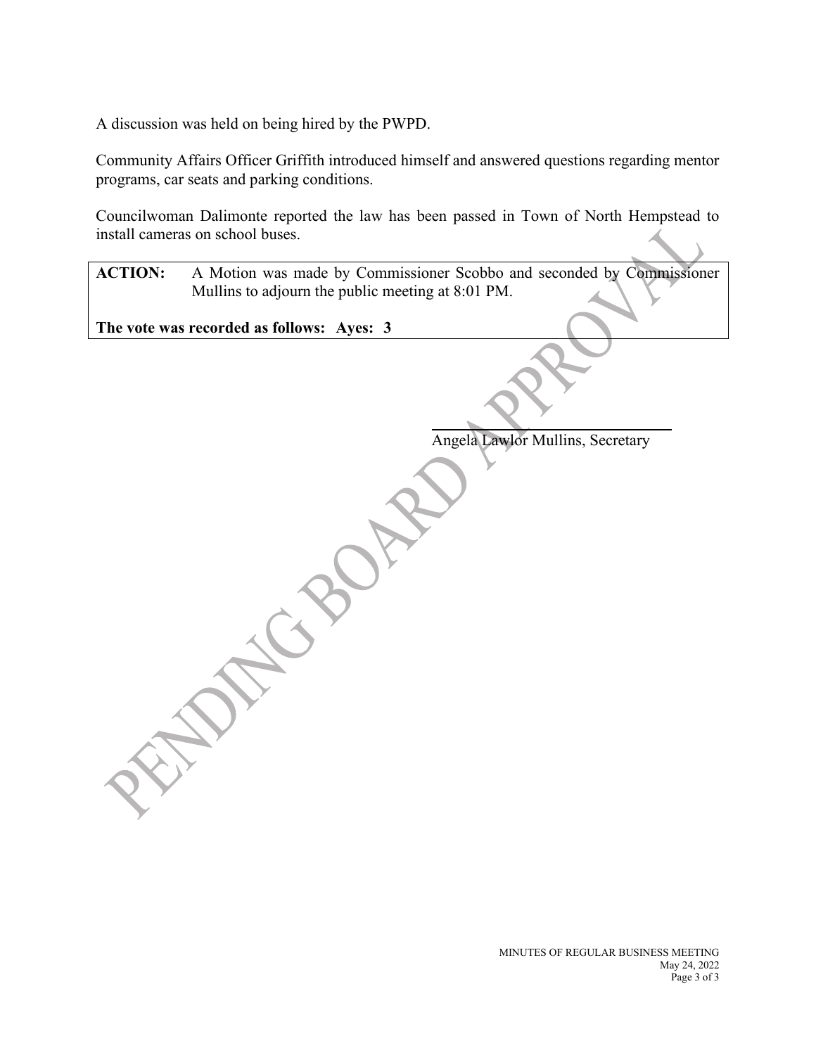A discussion was held on being hired by the PWPD.

Community Affairs Officer Griffith introduced himself and answered questions regarding mentor programs, car seats and parking conditions.

Councilwoman Dalimonte reported the law has been passed in Town of North Hempstead to install cameras on school buses.

**ACTION:** A Motion was made by Commissioner Scobbo and seconded by Commissioner Mullins to adjourn the public meeting at 8:01 PM.

**The vote was recorded as follows: Ayes: 3**

\_\_\_\_\_\_\_\_\_\_\_\_\_\_\_\_\_\_\_\_\_\_\_\_\_\_\_\_\_\_

Angela Lawlor Mullins, Secretary

PENDING BOARD APPROVAL